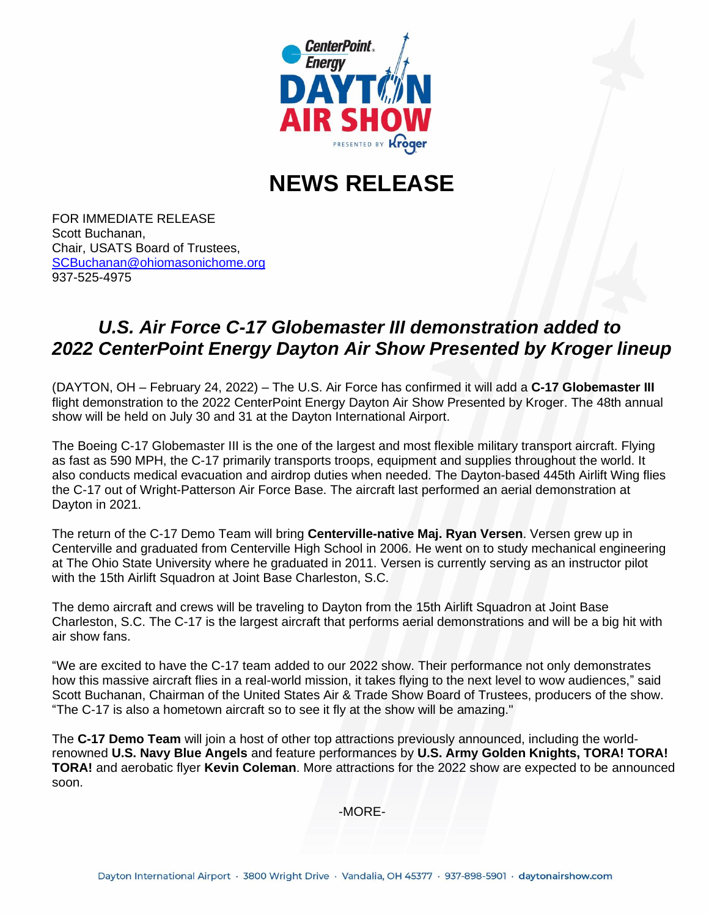# NEWS RELEASE

FOR IMMEDIATE RELEASE
Scott Buchanan,
Chair, USATS Board of Trustees,
SCBuchanan@ohiomasonichome.org
937-525-4975

## *U.S. Air Force C-17 Globemaster III demonstration added to 2022 CenterPoint Energy Dayton Air Show Presented by Kroger lineup*

(DAYTON, OH – February 24, 2022) – The U.S. Air Force has confirmed it will add a **C-17 Globemaster III** flight demonstration to the 2022 CenterPoint Energy Dayton Air Show Presented by Kroger. The 48th annual show will be held on July 30 and 31 at the Dayton International Airport.

The Boeing C-17 Globemaster III is the one of the largest and most flexible military transport aircraft. Flying as fast as 590 MPH, the C-17 primarily transports troops, equipment and supplies throughout the world. It also conducts medical evacuation and airdrop duties when needed. The Dayton-based 445th Airlift Wing flies the C-17 out of Wright-Patterson Air Force Base. The aircraft last performed an aerial demonstration at Dayton in 2021.

The return of the C-17 Demo Team will bring **Centerville-native Maj. Ryan Versen**. Versen grew up in Centerville and graduated from Centerville High School in 2006. He went on to study mechanical engineering at The Ohio State University where he graduated in 2011. Versen is currently serving as an instructor pilot with the 15th Airlift Squadron at Joint Base Charleston, S.C.

The demo aircraft and crews will be traveling to Dayton from the 15th Airlift Squadron at Joint Base Charleston, S.C. The C-17 is the largest aircraft that performs aerial demonstrations and will be a big hit with air show fans.

“We are excited to have the C-17 team added to our 2022 show. Their performance not only demonstrates how this massive aircraft flies in a real-world mission, it takes flying to the next level to wow audiences,” said Scott Buchanan, Chairman of the United States Air & Trade Show Board of Trustees, producers of the show. “The C-17 is also a hometown aircraft so to see it fly at the show will be amazing."

The **C-17 Demo Team** will join a host of other top attractions previously announced, including the world-renowned **U.S. Navy Blue Angels** and feature performances by **U.S. Army Golden Knights, TORA! TORA! TORA!** and aerobatic flyer **Kevin Coleman**. More attractions for the 2022 show are expected to be announced soon.

-MORE-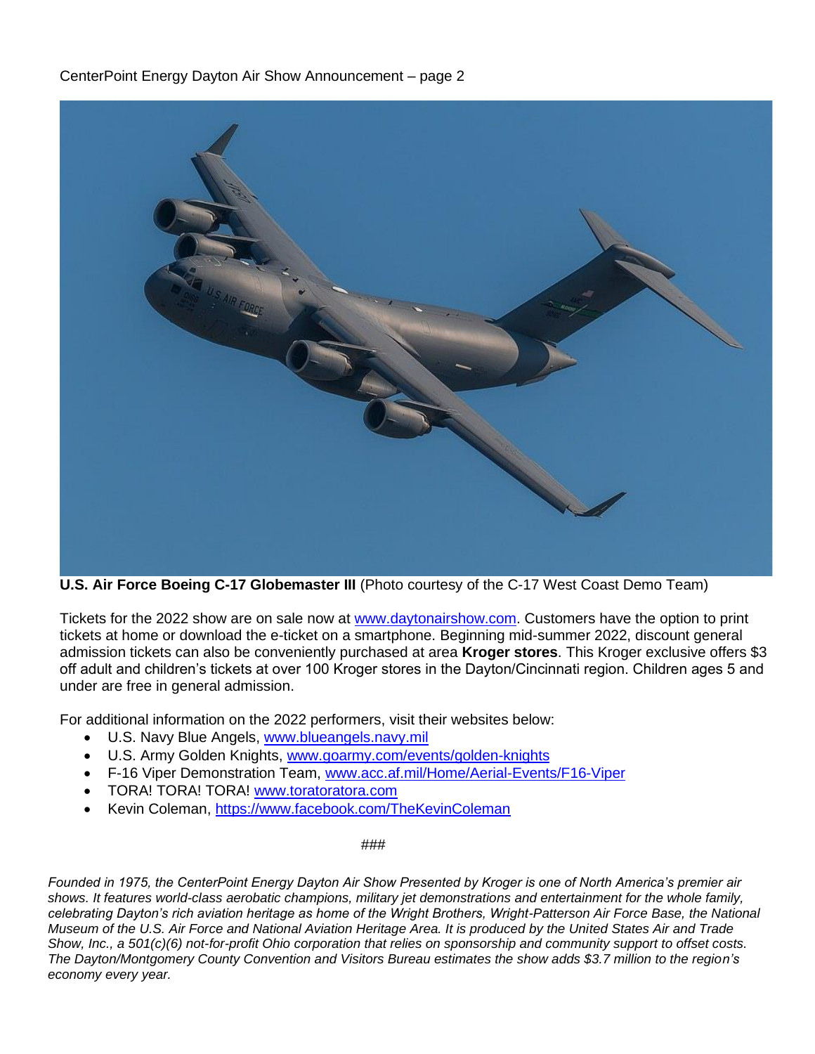**U.S. Air Force Boeing C-17 Globemaster III** (Photo courtesy of the C-17 West Coast Demo Team)

Tickets for the 2022 show are on sale now at www.daytonairshow.com. Customers have the option to print tickets at home or download the e-ticket on a smartphone. Beginning mid-summer 2022, discount general admission tickets can also be conveniently purchased at area **Kroger stores**. This Kroger exclusive offers $3 off adult and children's tickets at over 100 Kroger stores in the Dayton/Cincinnati region. Children ages 5 and under are free in general admission.

For additional information on the 2022 performers, visit their websites below:

- U.S. Navy Blue Angels, www.blueangels.navy.mil
- U.S. Army Golden Knights, www.goarmy.com/events/golden-knights
- F-16 Viper Demonstration Team, www.acc.af.mil/Home/Aerial-Events/F16-Viper
- TORA! TORA! TORA! www.toratoratora.com
- Kevin Coleman, https://www.facebook.com/TheKevinColeman

###

*Founded in 1975, the CenterPoint Energy Dayton Air Show Presented by Kroger is one of North America's premier air shows. It features world-class aerobatic champions, military jet demonstrations and entertainment for the whole family, celebrating Dayton's rich aviation heritage as home of the Wright Brothers, Wright-Patterson Air Force Base, the National Museum of the U.S. Air Force and National Aviation Heritage Area. It is produced by the United States Air and Trade Show, Inc., a 501(c)(6) not-for-profit Ohio corporation that relies on sponsorship and community support to offset costs. The Dayton/Montgomery County Convention and Visitors Bureau estimates the show adds $3.7 million to the region's economy every year.*